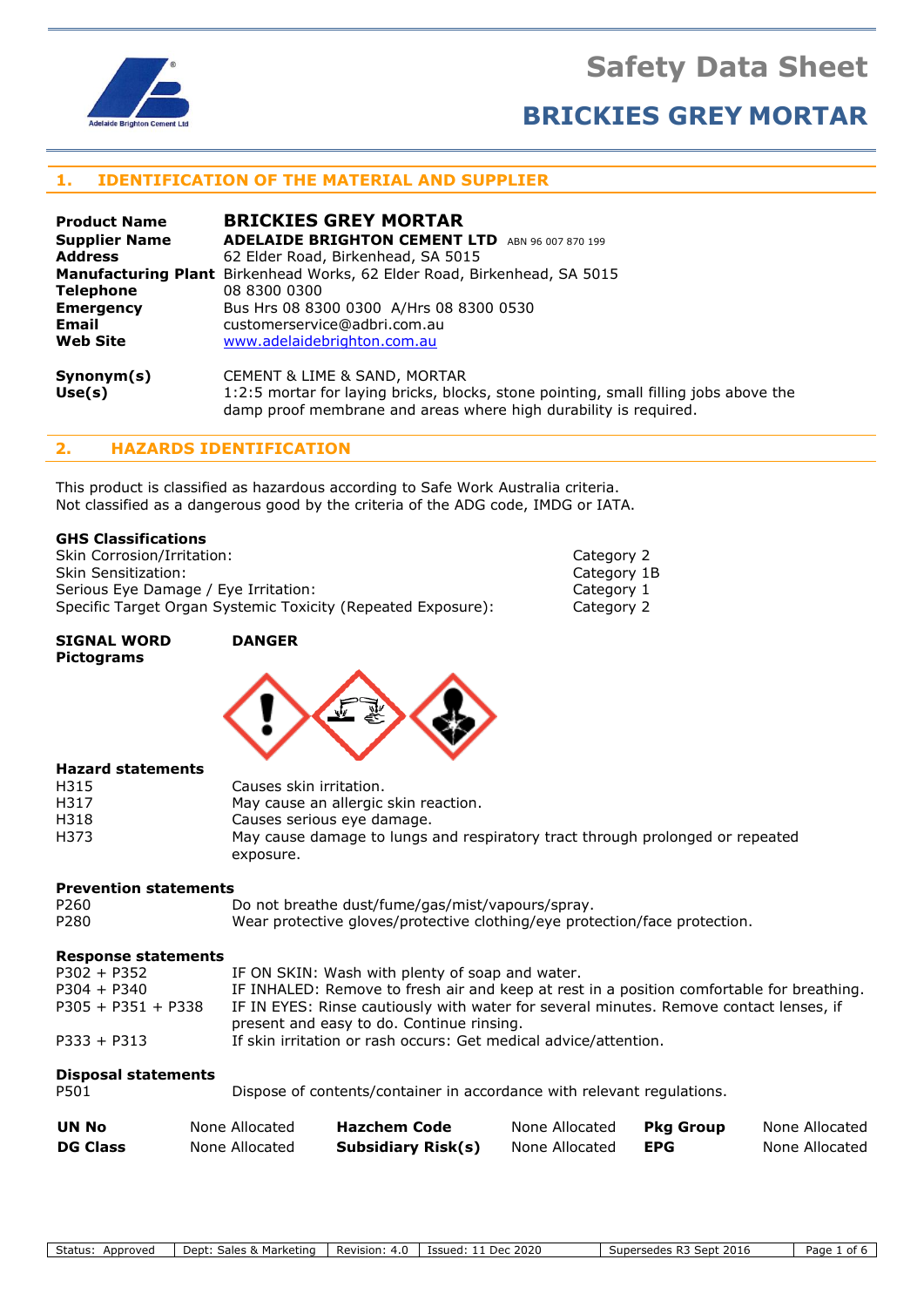# Safety Data Sheet

# BRICKIES GREY MORTAR

## 1. IDENTIFICATION OF THE MATERIAL AND SUPPLIER

| | |
|---|---|
| **Product Name** | **BRICKIES GREY MORTAR** |
| **Supplier Name** | **ADELAIDE BRIGHTON CEMENT LTD** ABN 96 007 870 199 |
| **Address** | 62 Elder Road, Birkenhead, SA 5015 |
| **Manufacturing Plant** | Birkenhead Works, 62 Elder Road, Birkenhead, SA 5015 |
| **Telephone** | 08 8300 0300 |
| **Emergency** | Bus Hrs 08 8300 0300 A/Hrs 08 8300 0530 |
| **Email** | customerservice@adbri.com.au |
| **Web Site** | www.adelaidebrighton.com.au |
| **Synonym(s)** | CEMENT & LIME & SAND, MORTAR |
| **Use(s)** | 1:2:5 mortar for laying bricks, blocks, stone pointing, small filling jobs above the damp proof membrane and areas where high durability is required. |

## 2. HAZARDS IDENTIFICATION

This product is classified as hazardous according to Safe Work Australia criteria.
Not classified as a dangerous good by the criteria of the ADG code, IMDG or IATA.

**GHS Classifications**

| | |
|---|---|
| Skin Corrosion/Irritation: | Category 2 |
| Skin Sensitization: | Category 1B |
| Serious Eye Damage / Eye Irritation: | Category 1 |
| Specific Target Organ Systemic Toxicity (Repeated Exposure): | Category 2 |

**SIGNAL WORD** **DANGER**

**Pictograms**

**Hazard statements**

| | |
|---|---|
| H315 | Causes skin irritation. |
| H317 | May cause an allergic skin reaction. |
| H318 | Causes serious eye damage. |
| H373 | May cause damage to lungs and respiratory tract through prolonged or repeated exposure. |

**Prevention statements**

| | |
|---|---|
| P260 | Do not breathe dust/fume/gas/mist/vapours/spray. |
| P280 | Wear protective gloves/protective clothing/eye protection/face protection. |

**Response statements**

| | |
|---|---|
| P302 + P352 | IF ON SKIN: Wash with plenty of soap and water. |
| P304 + P340 | IF INHALED: Remove to fresh air and keep at rest in a position comfortable for breathing. |
| P305 + P351 + P338 | IF IN EYES: Rinse cautiously with water for several minutes. Remove contact lenses, if present and easy to do. Continue rinsing. |
| P333 + P313 | If skin irritation or rash occurs: Get medical advice/attention. |

**Disposal statements**

| | |
|---|---|
| P501 | Dispose of contents/container in accordance with relevant regulations. |

| | | | | | |
|---|---|---|---|---|---|
| **UN No** | None Allocated | **Hazchem Code** | None Allocated | **Pkg Group** | None Allocated |
| **DG Class** | None Allocated | **Subsidiary Risk(s)** | None Allocated | **EPG** | None Allocated |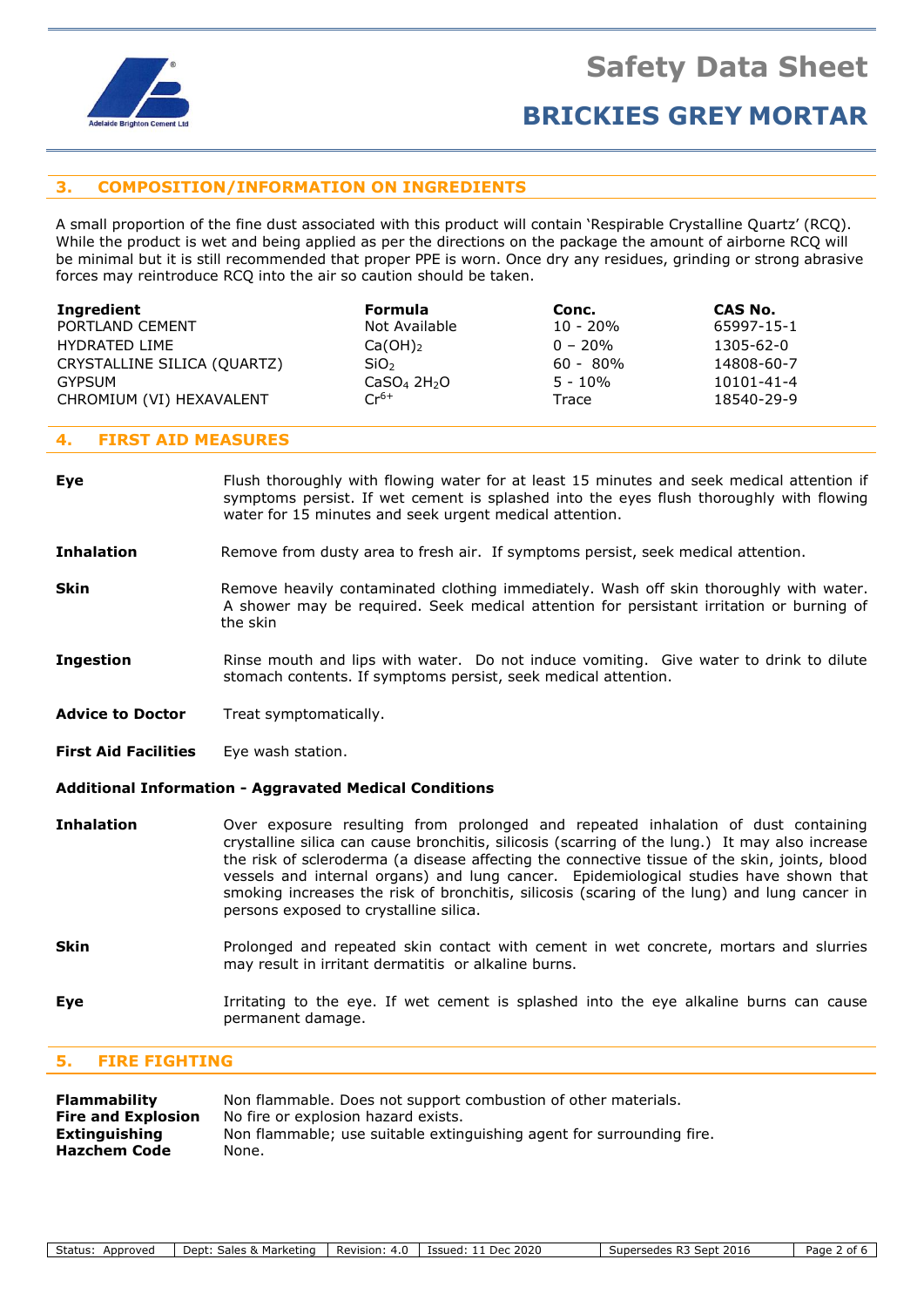## 3. COMPOSITION/INFORMATION ON INGREDIENTS

A small proportion of the fine dust associated with this product will contain 'Respirable Crystalline Quartz' (RCQ). While the product is wet and being applied as per the directions on the package the amount of airborne RCQ will be minimal but it is still recommended that proper PPE is worn. Once dry any residues, grinding or strong abrasive forces may reintroduce RCQ into the air so caution should be taken.

| Ingredient | Formula | Conc. | CAS No. |
|---|---|---|---|
| PORTLAND CEMENT | Not Available | 10 - 20% | 65997-15-1 |
| HYDRATED LIME | $Ca(OH)_2$ | 0 – 20% | 1305-62-0 |
| CRYSTALLINE SILICA (QUARTZ) | $SiO_2$ | 60 - 80% | 14808-60-7 |
| GYPSUM | $CaSO_4\ 2H_2O$ | 5 - 10% | 10101-41-4 |
| CHROMIUM (VI) HEXAVALENT | $Cr^{6+}$ | Trace | 18540-29-9 |

## 4. FIRST AID MEASURES

**Eye** Flush thoroughly with flowing water for at least 15 minutes and seek medical attention if symptoms persist. If wet cement is splashed into the eyes flush thoroughly with flowing water for 15 minutes and seek urgent medical attention.

**Inhalation** Remove from dusty area to fresh air. If symptoms persist, seek medical attention.

**Skin** Remove heavily contaminated clothing immediately. Wash off skin thoroughly with water. A shower may be required. Seek medical attention for persistant irritation or burning of the skin

**Ingestion** Rinse mouth and lips with water. Do not induce vomiting. Give water to drink to dilute stomach contents. If symptoms persist, seek medical attention.

**Advice to Doctor** Treat symptomatically.

**First Aid Facilities** Eye wash station.

**Additional Information - Aggravated Medical Conditions**

**Inhalation** Over exposure resulting from prolonged and repeated inhalation of dust containing crystalline silica can cause bronchitis, silicosis (scarring of the lung.) It may also increase the risk of scleroderma (a disease affecting the connective tissue of the skin, joints, blood vessels and internal organs) and lung cancer. Epidemiological studies have shown that smoking increases the risk of bronchitis, silicosis (scaring of the lung) and lung cancer in persons exposed to crystalline silica.

**Skin** Prolonged and repeated skin contact with cement in wet concrete, mortars and slurries may result in irritant dermatitis or alkaline burns.

**Eye** Irritating to the eye. If wet cement is splashed into the eye alkaline burns can cause permanent damage.

## 5. FIRE FIGHTING

**Flammability** Non flammable. Does not support combustion of other materials.
**Fire and Explosion** No fire or explosion hazard exists.
**Extinguishing** Non flammable; use suitable extinguishing agent for surrounding fire.
**Hazchem Code** None.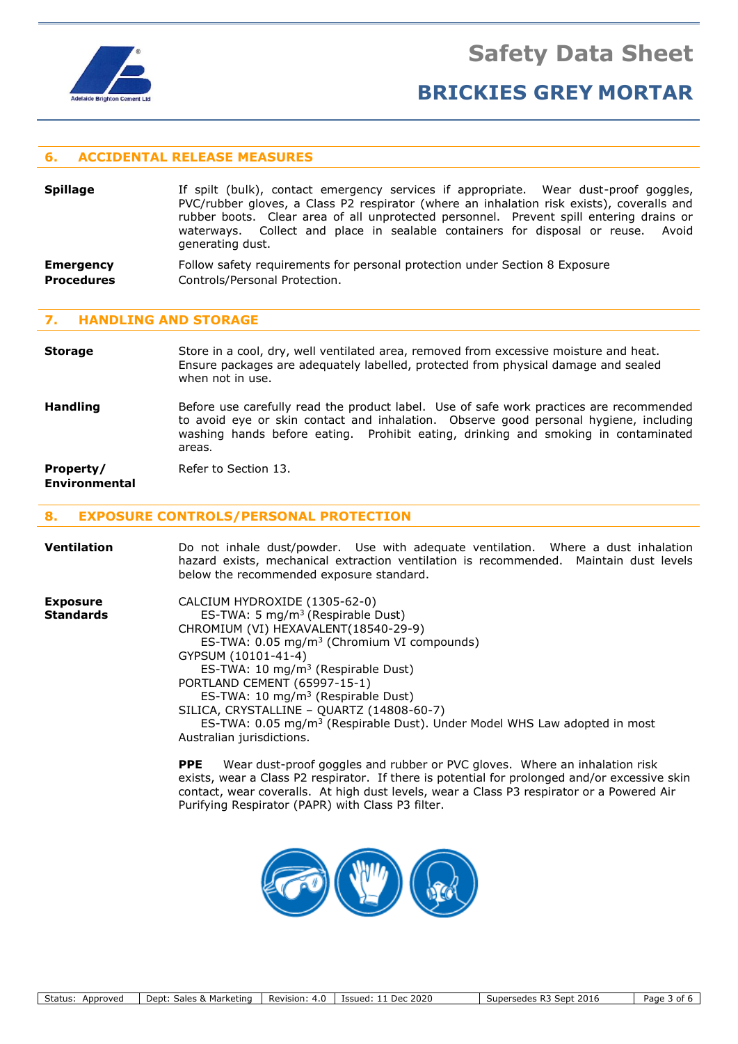## 6. ACCIDENTAL RELEASE MEASURES

**Spillage**

If spilt (bulk), contact emergency services if appropriate. Wear dust-proof goggles, PVC/rubber gloves, a Class P2 respirator (where an inhalation risk exists), coveralls and rubber boots. Clear area of all unprotected personnel. Prevent spill entering drains or waterways. Collect and place in sealable containers for disposal or reuse. Avoid generating dust.

**Emergency Procedures**

Follow safety requirements for personal protection under Section 8 Exposure Controls/Personal Protection.

## 7. HANDLING AND STORAGE

**Storage**

Store in a cool, dry, well ventilated area, removed from excessive moisture and heat. Ensure packages are adequately labelled, protected from physical damage and sealed when not in use.

**Handling**

Before use carefully read the product label. Use of safe work practices are recommended to avoid eye or skin contact and inhalation. Observe good personal hygiene, including washing hands before eating. Prohibit eating, drinking and smoking in contaminated areas.

**Property/ Environmental**

Refer to Section 13.

## 8. EXPOSURE CONTROLS/PERSONAL PROTECTION

**Ventilation**

Do not inhale dust/powder. Use with adequate ventilation. Where a dust inhalation hazard exists, mechanical extraction ventilation is recommended. Maintain dust levels below the recommended exposure standard.

**Exposure Standards**

CALCIUM HYDROXIDE (1305-62-0)
ES-TWA: 5 mg/$m^3$ (Respirable Dust)
CHROMIUM (VI) HEXAVALENT(18540-29-9)
ES-TWA: 0.05 mg/$m^3$ (Chromium VI compounds)
GYPSUM (10101-41-4)
ES-TWA: 10 mg/$m^3$ (Respirable Dust)
PORTLAND CEMENT (65997-15-1)
ES-TWA: 10 mg/$m^3$ (Respirable Dust)
SILICA, CRYSTALLINE – QUARTZ (14808-60-7)
ES-TWA: 0.05 mg/$m^3$ (Respirable Dust). Under Model WHS Law adopted in most Australian jurisdictions.

**PPE** Wear dust-proof goggles and rubber or PVC gloves. Where an inhalation risk exists, wear a Class P2 respirator. If there is potential for prolonged and/or excessive skin contact, wear coveralls. At high dust levels, wear a Class P3 respirator or a Powered Air Purifying Respirator (PAPR) with Class P3 filter.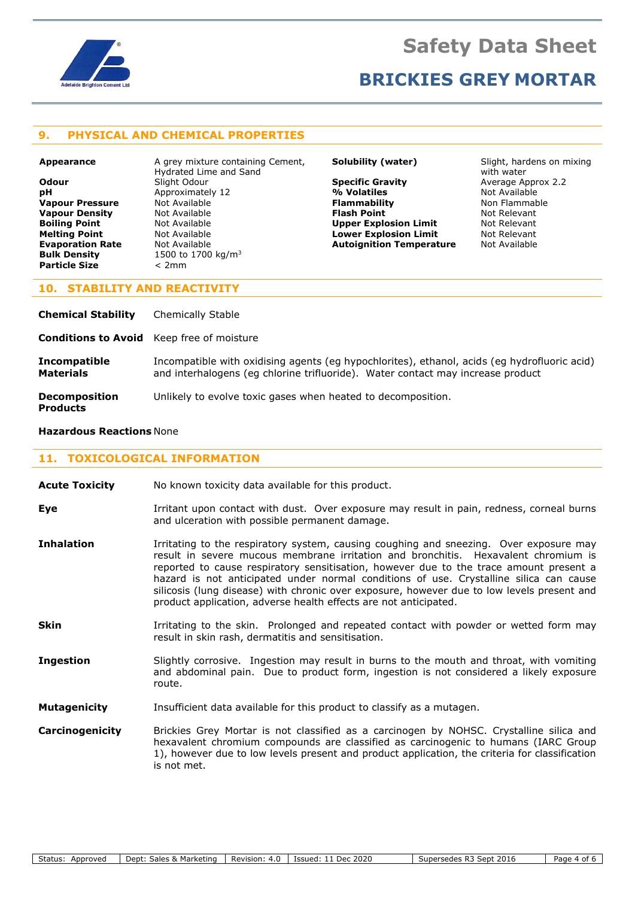## 9. PHYSICAL AND CHEMICAL PROPERTIES

| Property | Value | Property | Value |
|---|---|---|---|
| **Appearance** | A grey mixture containing Cement, Hydrated Lime and Sand | **Solubility (water)** | Slight, hardens on mixing with water |
| **Odour** | Slight Odour | **Specific Gravity** | Average Approx 2.2 |
| **pH** | Approximately 12 | **% Volatiles** | Not Available |
| **Vapour Pressure** | Not Available | **Flammability** | Non Flammable |
| **Vapour Density** | Not Available | **Flash Point** | Not Relevant |
| **Boiling Point** | Not Available | **Upper Explosion Limit** | Not Relevant |
| **Melting Point** | Not Available | **Lower Explosion Limit** | Not Relevant |
| **Evaporation Rate** | Not Available | **Autoignition Temperature** | Not Available |
| **Bulk Density** | 1500 to 1700 kg/$m^3$ | | |
| **Particle Size** | < 2mm | | |

## 10. STABILITY AND REACTIVITY

**Chemical Stability** Chemically Stable

**Conditions to Avoid** Keep free of moisture

**Incompatible Materials** Incompatible with oxidising agents (eg hypochlorites), ethanol, acids (eg hydrofluoric acid) and interhalogens (eg chlorine trifluoride). Water contact may increase product

**Decomposition Products** Unlikely to evolve toxic gases when heated to decomposition.

**Hazardous Reactions** None

## 11. TOXICOLOGICAL INFORMATION

**Acute Toxicity** No known toxicity data available for this product.

**Eye** Irritant upon contact with dust. Over exposure may result in pain, redness, corneal burns and ulceration with possible permanent damage.

**Inhalation** Irritating to the respiratory system, causing coughing and sneezing. Over exposure may result in severe mucous membrane irritation and bronchitis. Hexavalent chromium is reported to cause respiratory sensitisation, however due to the trace amount present a hazard is not anticipated under normal conditions of use. Crystalline silica can cause silicosis (lung disease) with chronic over exposure, however due to low levels present and product application, adverse health effects are not anticipated.

**Skin** Irritating to the skin. Prolonged and repeated contact with powder or wetted form may result in skin rash, dermatitis and sensitisation.

**Ingestion** Slightly corrosive. Ingestion may result in burns to the mouth and throat, with vomiting and abdominal pain. Due to product form, ingestion is not considered a likely exposure route.

**Mutagenicity** Insufficient data available for this product to classify as a mutagen.

**Carcinogenicity** Brickies Grey Mortar is not classified as a carcinogen by NOHSC. Crystalline silica and hexavalent chromium compounds are classified as carcinogenic to humans (IARC Group 1), however due to low levels present and product application, the criteria for classification is not met.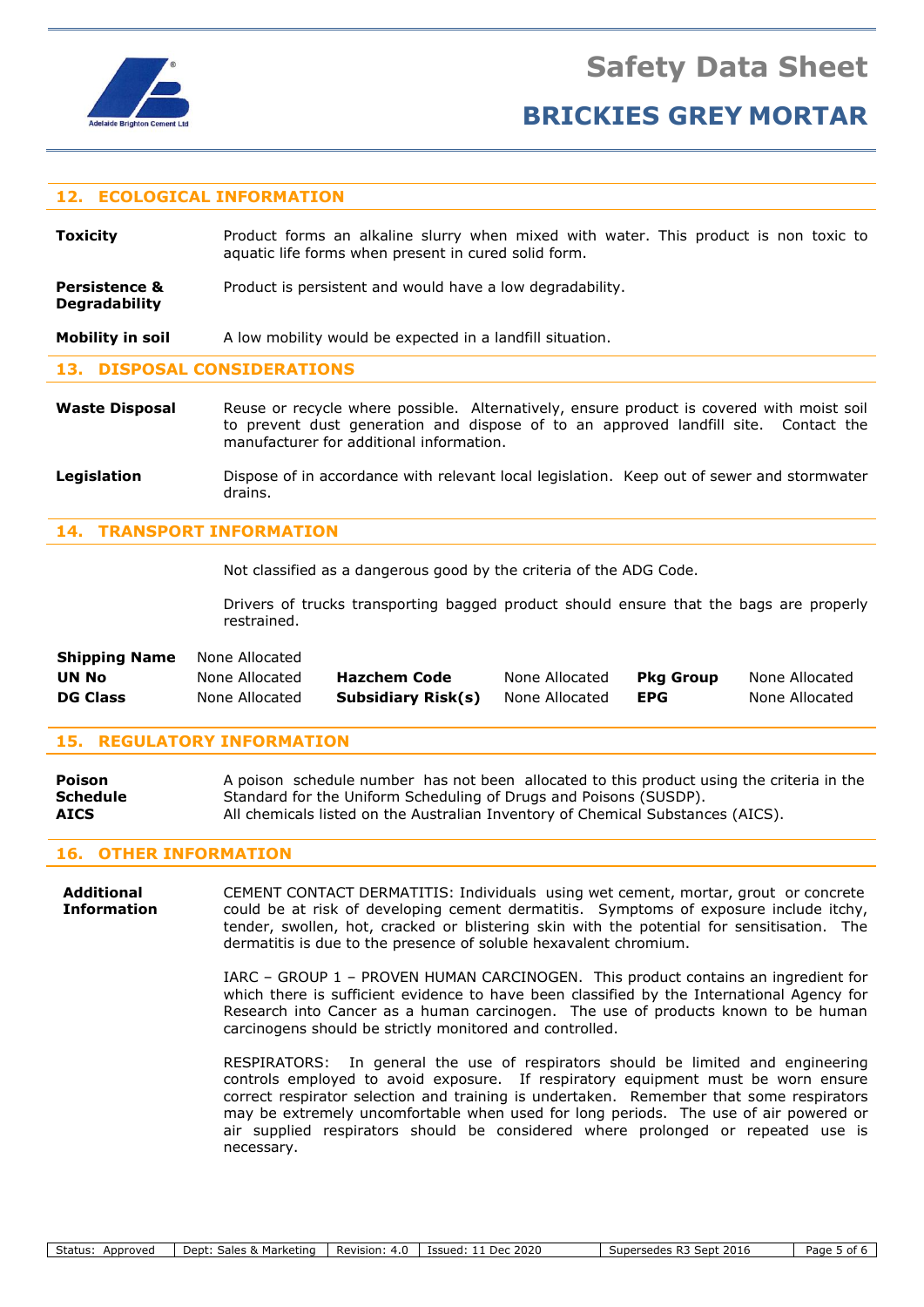## 12. ECOLOGICAL INFORMATION

**Toxicity** — Product forms an alkaline slurry when mixed with water. This product is non toxic to aquatic life forms when present in cured solid form.

**Persistence & Degradability** — Product is persistent and would have a low degradability.

**Mobility in soil** — A low mobility would be expected in a landfill situation.

## 13. DISPOSAL CONSIDERATIONS

**Waste Disposal** — Reuse or recycle where possible. Alternatively, ensure product is covered with moist soil to prevent dust generation and dispose of to an approved landfill site. Contact the manufacturer for additional information.

**Legislation** — Dispose of in accordance with relevant local legislation. Keep out of sewer and stormwater drains.

## 14. TRANSPORT INFORMATION

Not classified as a dangerous good by the criteria of the ADG Code.

Drivers of trucks transporting bagged product should ensure that the bags are properly restrained.

| | | | | | |
|---|---|---|---|---|---|
| **Shipping Name** | None Allocated | | | | |
| **UN No** | None Allocated | **Hazchem Code** | None Allocated | **Pkg Group** | None Allocated |
| **DG Class** | None Allocated | **Subsidiary Risk(s)** | None Allocated | **EPG** | None Allocated |

## 15. REGULATORY INFORMATION

**Poison Schedule** — A poison schedule number has not been allocated to this product using the criteria in the Standard for the Uniform Scheduling of Drugs and Poisons (SUSDP).

**AICS** — All chemicals listed on the Australian Inventory of Chemical Substances (AICS).

## 16. OTHER INFORMATION

**Additional Information**

CEMENT CONTACT DERMATITIS: Individuals using wet cement, mortar, grout or concrete could be at risk of developing cement dermatitis. Symptoms of exposure include itchy, tender, swollen, hot, cracked or blistering skin with the potential for sensitisation. The dermatitis is due to the presence of soluble hexavalent chromium.

IARC – GROUP 1 – PROVEN HUMAN CARCINOGEN. This product contains an ingredient for which there is sufficient evidence to have been classified by the International Agency for Research into Cancer as a human carcinogen. The use of products known to be human carcinogens should be strictly monitored and controlled.

RESPIRATORS: In general the use of respirators should be limited and engineering controls employed to avoid exposure. If respiratory equipment must be worn ensure correct respirator selection and training is undertaken. Remember that some respirators may be extremely uncomfortable when used for long periods. The use of air powered or air supplied respirators should be considered where prolonged or repeated use is necessary.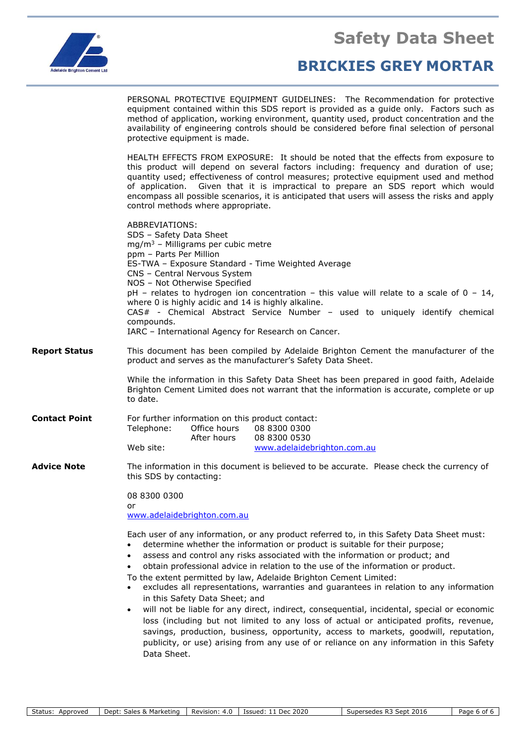PERSONAL PROTECTIVE EQUIPMENT GUIDELINES: The Recommendation for protective equipment contained within this SDS report is provided as a guide only. Factors such as method of application, working environment, quantity used, product concentration and the availability of engineering controls should be considered before final selection of personal protective equipment is made.

HEALTH EFFECTS FROM EXPOSURE: It should be noted that the effects from exposure to this product will depend on several factors including: frequency and duration of use; quantity used; effectiveness of control measures; protective equipment used and method of application. Given that it is impractical to prepare an SDS report which would encompass all possible scenarios, it is anticipated that users will assess the risks and apply control methods where appropriate.

ABBREVIATIONS:
SDS – Safety Data Sheet
$mg/m^3$ – Milligrams per cubic metre
ppm – Parts Per Million
ES-TWA – Exposure Standard - Time Weighted Average
CNS – Central Nervous System
NOS – Not Otherwise Specified
pH – relates to hydrogen ion concentration – this value will relate to a scale of 0 – 14, where 0 is highly acidic and 14 is highly alkaline.
CAS# - Chemical Abstract Service Number – used to uniquely identify chemical compounds.
IARC – International Agency for Research on Cancer.

**Report Status**

This document has been compiled by Adelaide Brighton Cement the manufacturer of the product and serves as the manufacturer's Safety Data Sheet.

While the information in this Safety Data Sheet has been prepared in good faith, Adelaide Brighton Cement Limited does not warrant that the information is accurate, complete or up to date.

**Contact Point**

For further information on this product contact:

| | | |
|---|---|---|
| Telephone: | Office hours | 08 8300 0300 |
| | After hours | 08 8300 0530 |
| Web site: | | www.adelaidebrighton.com.au |

**Advice Note**

The information in this document is believed to be accurate. Please check the currency of this SDS by contacting:

08 8300 0300
or
www.adelaidebrighton.com.au

Each user of any information, or any product referred to, in this Safety Data Sheet must:

- determine whether the information or product is suitable for their purpose;
- assess and control any risks associated with the information or product; and
- obtain professional advice in relation to the use of the information or product.

To the extent permitted by law, Adelaide Brighton Cement Limited:

- excludes all representations, warranties and guarantees in relation to any information in this Safety Data Sheet; and
- will not be liable for any direct, indirect, consequential, incidental, special or economic loss (including but not limited to any loss of actual or anticipated profits, revenue, savings, production, business, opportunity, access to markets, goodwill, reputation, publicity, or use) arising from any use of or reliance on any information in this Safety Data Sheet.